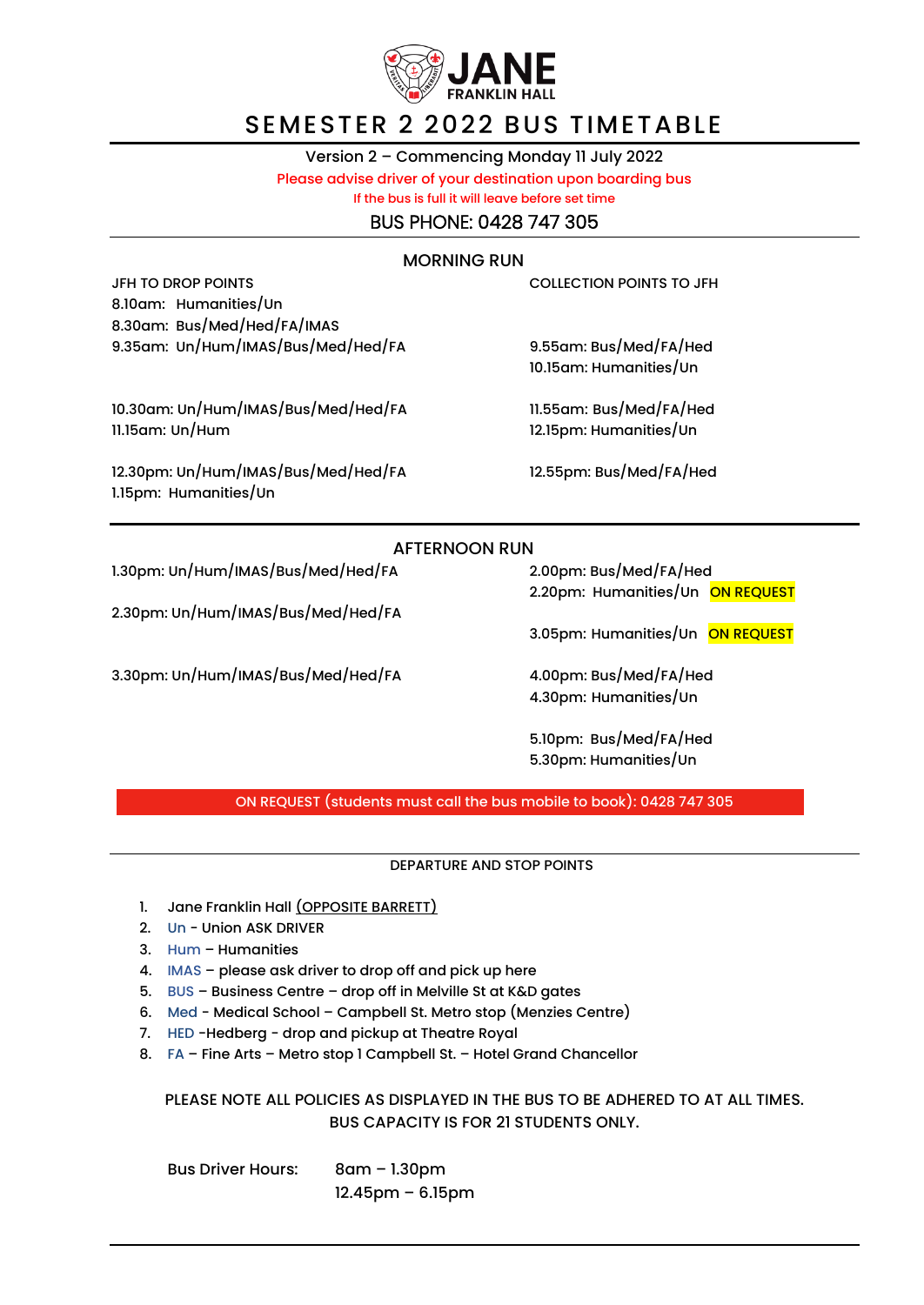# JANE FRANKLIN HALL

## SEMESTER 2 2022 BUS TIMETABLE

Version 2 – Commencing Monday 11 July 2022

Please advise driver of your destination upon boarding bus

If the bus is full it will leave before set time

BUS PHONE: 0428 747 305

### MORNING RUN

| JFH TO DROP POINTS | COLLECTION POINTS TO JFH |
|---|---|
| 8.10am: Humanities/Un | |
| 8.30am: Bus/Med/Hed/FA/IMAS | |
| 9.35am: Un/Hum/IMAS/Bus/Med/Hed/FA | 9.55am: Bus/Med/FA/Hed |
| | 10.15am: Humanities/Un |
| 10.30am: Un/Hum/IMAS/Bus/Med/Hed/FA | 11.55am: Bus/Med/FA/Hed |
| 11.15am: Un/Hum | 12.15pm: Humanities/Un |
| 12.30pm: Un/Hum/IMAS/Bus/Med/Hed/FA | 12.55pm: Bus/Med/FA/Hed |
| 1.15pm: Humanities/Un | |

### AFTERNOON RUN

| JFH TO DROP POINTS | COLLECTION POINTS TO JFH |
|---|---|
| 1.30pm: Un/Hum/IMAS/Bus/Med/Hed/FA | 2.00pm: Bus/Med/FA/Hed |
| | 2.20pm: Humanities/Un **ON REQUEST** |
| 2.30pm: Un/Hum/IMAS/Bus/Med/Hed/FA | |
| | 3.05pm: Humanities/Un **ON REQUEST** |
| 3.30pm: Un/Hum/IMAS/Bus/Med/Hed/FA | 4.00pm: Bus/Med/FA/Hed |
| | 4.30pm: Humanities/Un |
| | 5.10pm: Bus/Med/FA/Hed |
| | 5.30pm: Humanities/Un |

ON REQUEST (students must call the bus mobile to book): 0428 747 305

### DEPARTURE AND STOP POINTS

1. Jane Franklin Hall (OPPOSITE BARRETT)
2. Un - Union ASK DRIVER
3. Hum – Humanities
4. IMAS – please ask driver to drop off and pick up here
5. BUS – Business Centre – drop off in Melville St at K&D gates
6. Med - Medical School – Campbell St. Metro stop (Menzies Centre)
7. HED -Hedberg - drop and pickup at Theatre Royal
8. FA – Fine Arts – Metro stop 1 Campbell St. – Hotel Grand Chancellor

PLEASE NOTE ALL POLICIES AS DISPLAYED IN THE BUS TO BE ADHERED TO AT ALL TIMES.
BUS CAPACITY IS FOR 21 STUDENTS ONLY.

Bus Driver Hours: 8am – 1.30pm
12.45pm – 6.15pm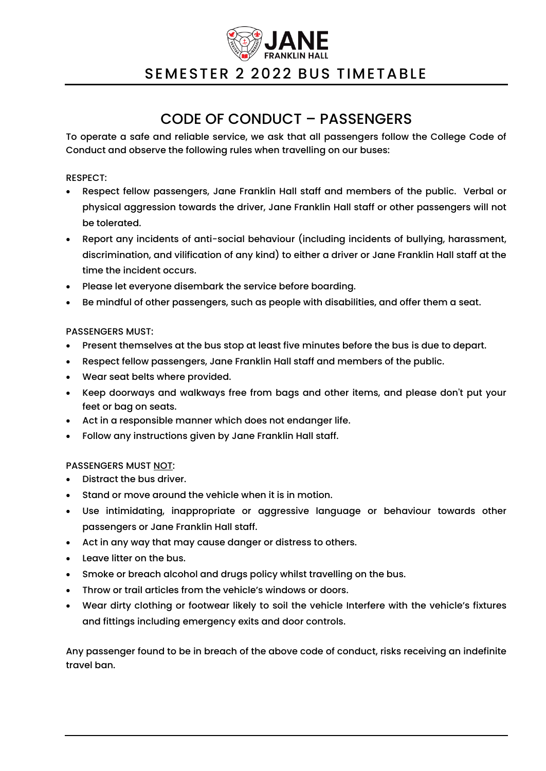# JANE FRANKLIN HALL

## SEMESTER 2 2022 BUS TIMETABLE

## CODE OF CONDUCT – PASSENGERS

To operate a safe and reliable service, we ask that all passengers follow the College Code of Conduct and observe the following rules when travelling on our buses:

RESPECT:

- Respect fellow passengers, Jane Franklin Hall staff and members of the public. Verbal or physical aggression towards the driver, Jane Franklin Hall staff or other passengers will not be tolerated.
- Report any incidents of anti-social behaviour (including incidents of bullying, harassment, discrimination, and vilification of any kind) to either a driver or Jane Franklin Hall staff at the time the incident occurs.
- Please let everyone disembark the service before boarding.
- Be mindful of other passengers, such as people with disabilities, and offer them a seat.

PASSENGERS MUST:

- Present themselves at the bus stop at least five minutes before the bus is due to depart.
- Respect fellow passengers, Jane Franklin Hall staff and members of the public.
- Wear seat belts where provided.
- Keep doorways and walkways free from bags and other items, and please don't put your feet or bag on seats.
- Act in a responsible manner which does not endanger life.
- Follow any instructions given by Jane Franklin Hall staff.

PASSENGERS MUST NOT:

- Distract the bus driver.
- Stand or move around the vehicle when it is in motion.
- Use intimidating, inappropriate or aggressive language or behaviour towards other passengers or Jane Franklin Hall staff.
- Act in any way that may cause danger or distress to others.
- Leave litter on the bus.
- Smoke or breach alcohol and drugs policy whilst travelling on the bus.
- Throw or trail articles from the vehicle's windows or doors.
- Wear dirty clothing or footwear likely to soil the vehicle Interfere with the vehicle's fixtures and fittings including emergency exits and door controls.

Any passenger found to be in breach of the above code of conduct, risks receiving an indefinite travel ban.